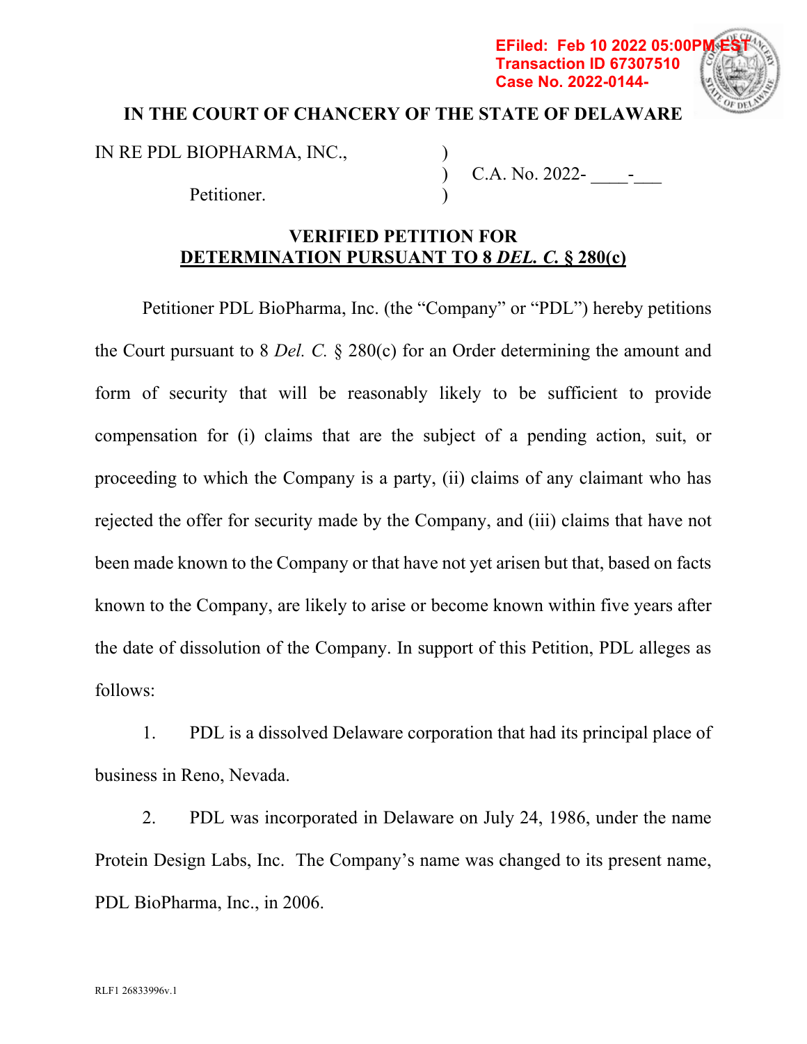EFiled: Feb 10 2022 05:00PM EST
Transaction ID 67307510
Case No. 2022-0144-

**IN THE COURT OF CHANCERY OF THE STATE OF DELAWARE**

| | | |
|---|---|---|
| IN RE PDL BIOPHARMA, INC., | ) | |
| | ) | C.A. No. 2022- ____-___ |
| Petitioner. | ) | |

**VERIFIED PETITION FOR**
**DETERMINATION PURSUANT TO 8 *DEL. C.* § 280(c)**

Petitioner PDL BioPharma, Inc. (the "Company" or "PDL") hereby petitions the Court pursuant to 8 *Del. C.* § 280(c) for an Order determining the amount and form of security that will be reasonably likely to be sufficient to provide compensation for (i) claims that are the subject of a pending action, suit, or proceeding to which the Company is a party, (ii) claims of any claimant who has rejected the offer for security made by the Company, and (iii) claims that have not been made known to the Company or that have not yet arisen but that, based on facts known to the Company, are likely to arise or become known within five years after the date of dissolution of the Company. In support of this Petition, PDL alleges as follows:

1. PDL is a dissolved Delaware corporation that had its principal place of business in Reno, Nevada.

2. PDL was incorporated in Delaware on July 24, 1986, under the name Protein Design Labs, Inc. The Company's name was changed to its present name, PDL BioPharma, Inc., in 2006.

RLF1 26833996v.1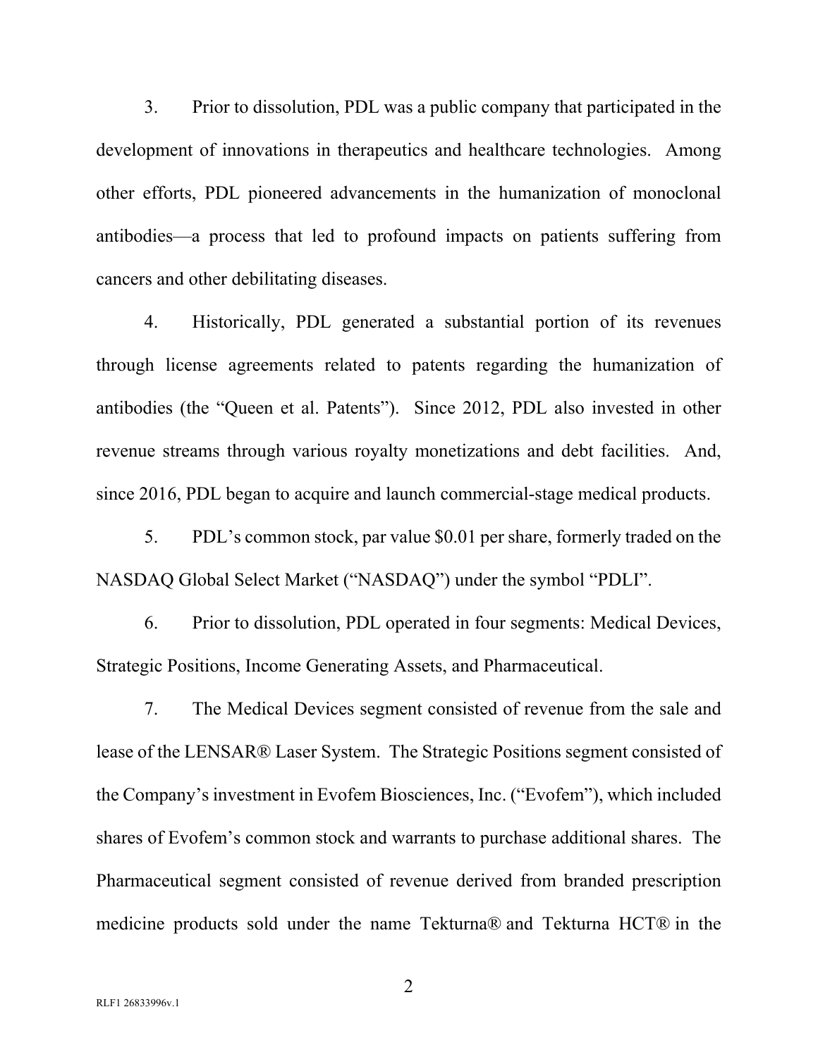3. Prior to dissolution, PDL was a public company that participated in the development of innovations in therapeutics and healthcare technologies. Among other efforts, PDL pioneered advancements in the humanization of monoclonal antibodies—a process that led to profound impacts on patients suffering from cancers and other debilitating diseases.

4. Historically, PDL generated a substantial portion of its revenues through license agreements related to patents regarding the humanization of antibodies (the "Queen et al. Patents"). Since 2012, PDL also invested in other revenue streams through various royalty monetizations and debt facilities. And, since 2016, PDL began to acquire and launch commercial-stage medical products.

5. PDL's common stock, par value $0.01 per share, formerly traded on the NASDAQ Global Select Market ("NASDAQ") under the symbol "PDLI".

6. Prior to dissolution, PDL operated in four segments: Medical Devices, Strategic Positions, Income Generating Assets, and Pharmaceutical.

7. The Medical Devices segment consisted of revenue from the sale and lease of the LENSAR® Laser System. The Strategic Positions segment consisted of the Company's investment in Evofem Biosciences, Inc. ("Evofem"), which included shares of Evofem's common stock and warrants to purchase additional shares. The Pharmaceutical segment consisted of revenue derived from branded prescription medicine products sold under the name Tekturna® and Tekturna HCT® in the

RLF1 26833996v.1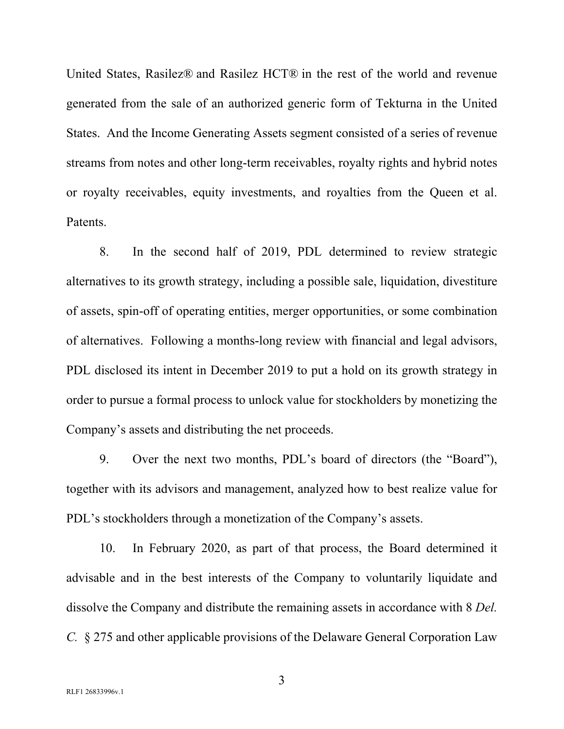United States, Rasilez® and Rasilez HCT® in the rest of the world and revenue generated from the sale of an authorized generic form of Tekturna in the United States. And the Income Generating Assets segment consisted of a series of revenue streams from notes and other long-term receivables, royalty rights and hybrid notes or royalty receivables, equity investments, and royalties from the Queen et al. Patents.

8. In the second half of 2019, PDL determined to review strategic alternatives to its growth strategy, including a possible sale, liquidation, divestiture of assets, spin-off of operating entities, merger opportunities, or some combination of alternatives. Following a months-long review with financial and legal advisors, PDL disclosed its intent in December 2019 to put a hold on its growth strategy in order to pursue a formal process to unlock value for stockholders by monetizing the Company's assets and distributing the net proceeds.

9. Over the next two months, PDL's board of directors (the "Board"), together with its advisors and management, analyzed how to best realize value for PDL's stockholders through a monetization of the Company's assets.

10. In February 2020, as part of that process, the Board determined it advisable and in the best interests of the Company to voluntarily liquidate and dissolve the Company and distribute the remaining assets in accordance with 8 *Del. C.* § 275 and other applicable provisions of the Delaware General Corporation Law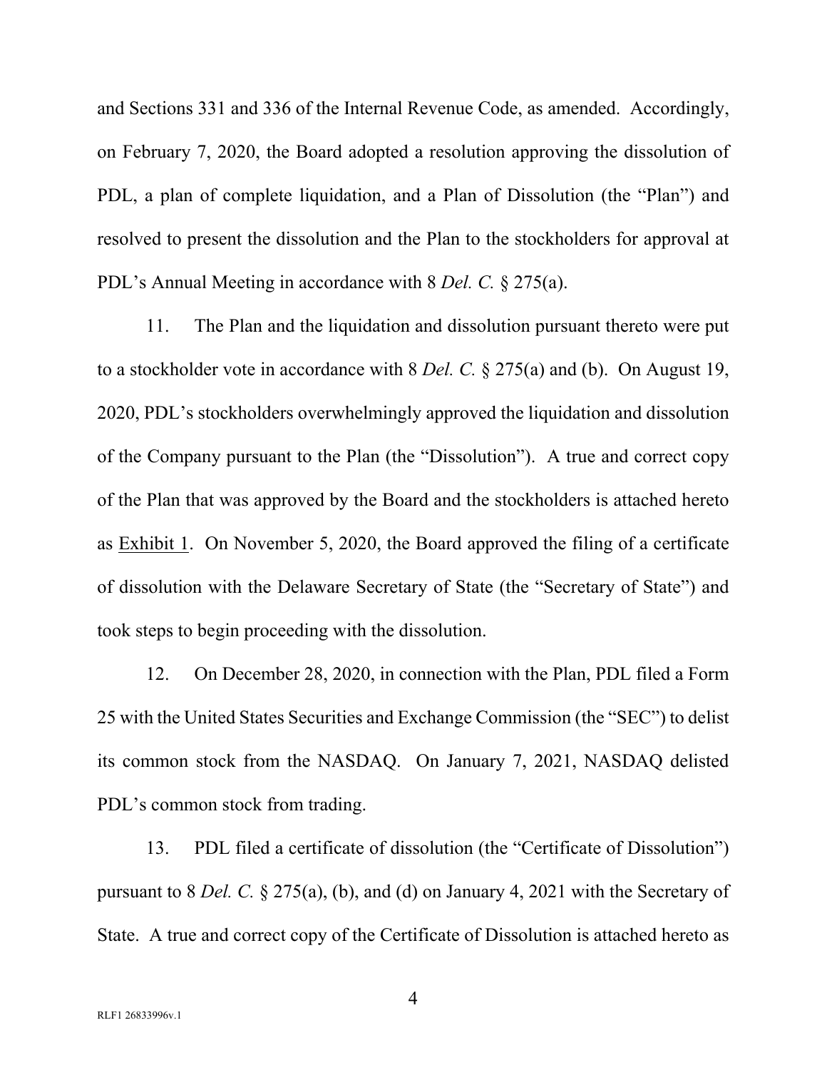and Sections 331 and 336 of the Internal Revenue Code, as amended. Accordingly, on February 7, 2020, the Board adopted a resolution approving the dissolution of PDL, a plan of complete liquidation, and a Plan of Dissolution (the "Plan") and resolved to present the dissolution and the Plan to the stockholders for approval at PDL's Annual Meeting in accordance with 8 *Del. C.* § 275(a).

11. The Plan and the liquidation and dissolution pursuant thereto were put to a stockholder vote in accordance with 8 *Del. C.* § 275(a) and (b). On August 19, 2020, PDL's stockholders overwhelmingly approved the liquidation and dissolution of the Company pursuant to the Plan (the "Dissolution"). A true and correct copy of the Plan that was approved by the Board and the stockholders is attached hereto as Exhibit 1. On November 5, 2020, the Board approved the filing of a certificate of dissolution with the Delaware Secretary of State (the "Secretary of State") and took steps to begin proceeding with the dissolution.

12. On December 28, 2020, in connection with the Plan, PDL filed a Form 25 with the United States Securities and Exchange Commission (the "SEC") to delist its common stock from the NASDAQ. On January 7, 2021, NASDAQ delisted PDL's common stock from trading.

13. PDL filed a certificate of dissolution (the "Certificate of Dissolution") pursuant to 8 *Del. C.* § 275(a), (b), and (d) on January 4, 2021 with the Secretary of State. A true and correct copy of the Certificate of Dissolution is attached hereto as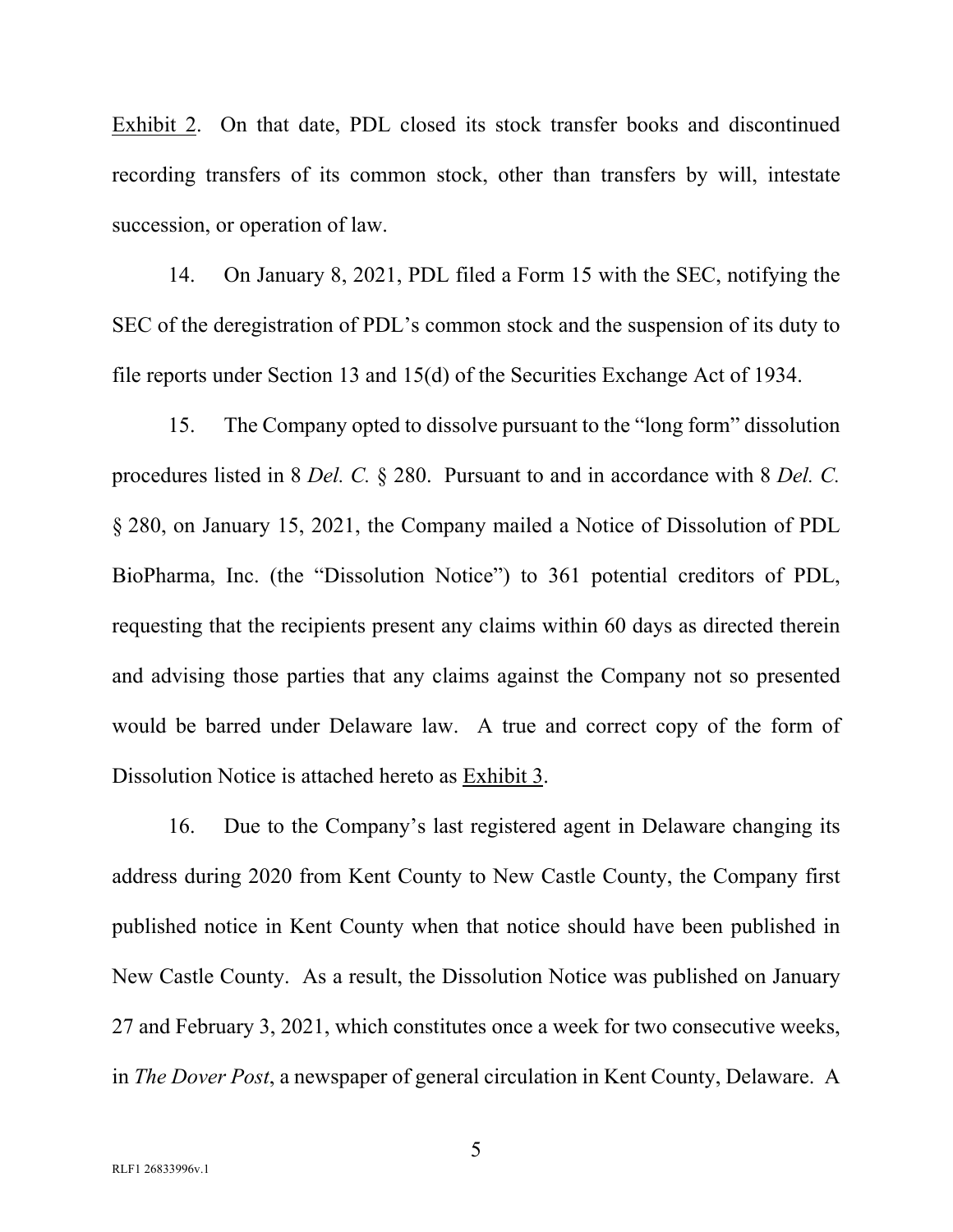Exhibit 2. On that date, PDL closed its stock transfer books and discontinued recording transfers of its common stock, other than transfers by will, intestate succession, or operation of law.

14. On January 8, 2021, PDL filed a Form 15 with the SEC, notifying the SEC of the deregistration of PDL's common stock and the suspension of its duty to file reports under Section 13 and 15(d) of the Securities Exchange Act of 1934.

15. The Company opted to dissolve pursuant to the "long form" dissolution procedures listed in 8 *Del. C.* § 280. Pursuant to and in accordance with 8 *Del. C.* § 280, on January 15, 2021, the Company mailed a Notice of Dissolution of PDL BioPharma, Inc. (the "Dissolution Notice") to 361 potential creditors of PDL, requesting that the recipients present any claims within 60 days as directed therein and advising those parties that any claims against the Company not so presented would be barred under Delaware law. A true and correct copy of the form of Dissolution Notice is attached hereto as Exhibit 3.

16. Due to the Company's last registered agent in Delaware changing its address during 2020 from Kent County to New Castle County, the Company first published notice in Kent County when that notice should have been published in New Castle County. As a result, the Dissolution Notice was published on January 27 and February 3, 2021, which constitutes once a week for two consecutive weeks, in *The Dover Post*, a newspaper of general circulation in Kent County, Delaware. A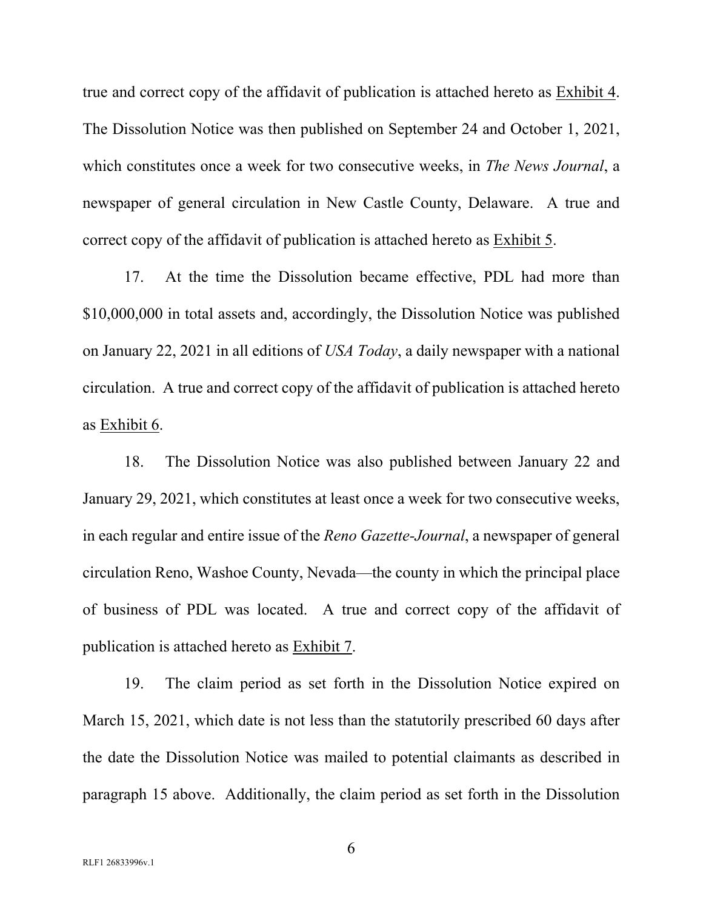true and correct copy of the affidavit of publication is attached hereto as Exhibit 4. The Dissolution Notice was then published on September 24 and October 1, 2021, which constitutes once a week for two consecutive weeks, in *The News Journal*, a newspaper of general circulation in New Castle County, Delaware. A true and correct copy of the affidavit of publication is attached hereto as Exhibit 5.

17. At the time the Dissolution became effective, PDL had more than \$10,000,000 in total assets and, accordingly, the Dissolution Notice was published on January 22, 2021 in all editions of *USA Today*, a daily newspaper with a national circulation. A true and correct copy of the affidavit of publication is attached hereto as Exhibit 6.

18. The Dissolution Notice was also published between January 22 and January 29, 2021, which constitutes at least once a week for two consecutive weeks, in each regular and entire issue of the *Reno Gazette-Journal*, a newspaper of general circulation Reno, Washoe County, Nevada—the county in which the principal place of business of PDL was located. A true and correct copy of the affidavit of publication is attached hereto as Exhibit 7.

19. The claim period as set forth in the Dissolution Notice expired on March 15, 2021, which date is not less than the statutorily prescribed 60 days after the date the Dissolution Notice was mailed to potential claimants as described in paragraph 15 above. Additionally, the claim period as set forth in the Dissolution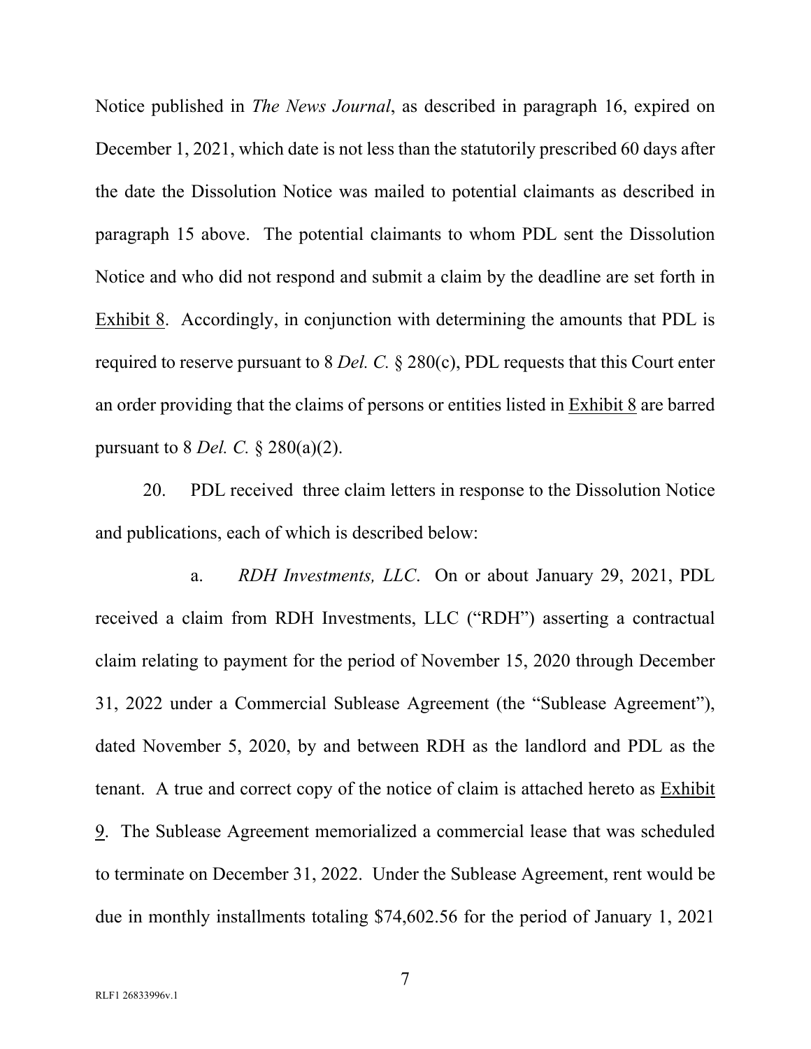Notice published in *The News Journal*, as described in paragraph 16, expired on December 1, 2021, which date is not less than the statutorily prescribed 60 days after the date the Dissolution Notice was mailed to potential claimants as described in paragraph 15 above. The potential claimants to whom PDL sent the Dissolution Notice and who did not respond and submit a claim by the deadline are set forth in Exhibit 8. Accordingly, in conjunction with determining the amounts that PDL is required to reserve pursuant to 8 *Del. C.* § 280(c), PDL requests that this Court enter an order providing that the claims of persons or entities listed in Exhibit 8 are barred pursuant to 8 *Del. C.* § 280(a)(2).

20. PDL received three claim letters in response to the Dissolution Notice and publications, each of which is described below:

a. *RDH Investments, LLC*. On or about January 29, 2021, PDL received a claim from RDH Investments, LLC ("RDH") asserting a contractual claim relating to payment for the period of November 15, 2020 through December 31, 2022 under a Commercial Sublease Agreement (the "Sublease Agreement"), dated November 5, 2020, by and between RDH as the landlord and PDL as the tenant. A true and correct copy of the notice of claim is attached hereto as Exhibit 9. The Sublease Agreement memorialized a commercial lease that was scheduled to terminate on December 31, 2022. Under the Sublease Agreement, rent would be due in monthly installments totaling $74,602.56 for the period of January 1, 2021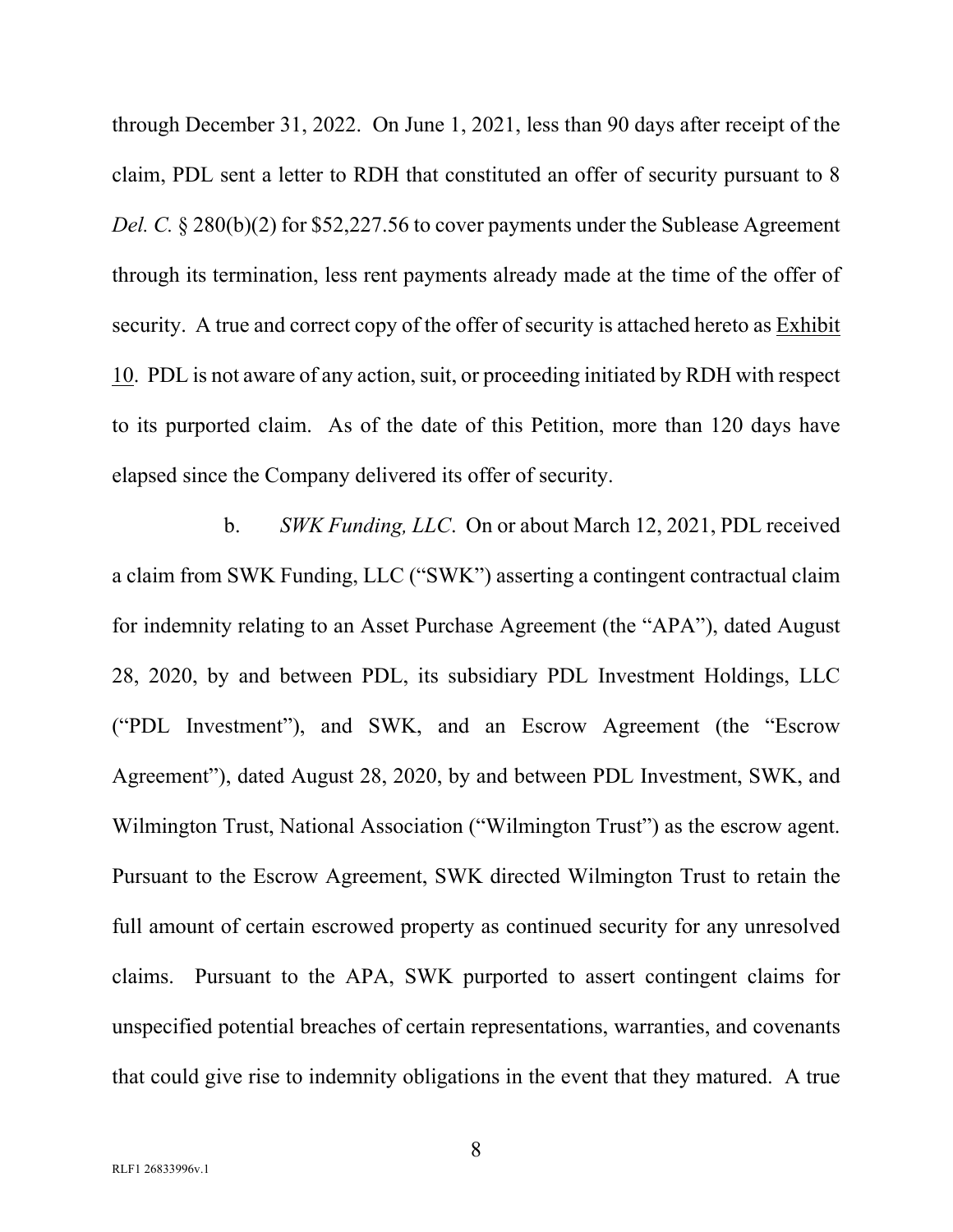through December 31, 2022. On June 1, 2021, less than 90 days after receipt of the claim, PDL sent a letter to RDH that constituted an offer of security pursuant to 8 *Del. C.* § 280(b)(2) for $52,227.56 to cover payments under the Sublease Agreement through its termination, less rent payments already made at the time of the offer of security. A true and correct copy of the offer of security is attached hereto as Exhibit 10. PDL is not aware of any action, suit, or proceeding initiated by RDH with respect to its purported claim. As of the date of this Petition, more than 120 days have elapsed since the Company delivered its offer of security.

b. *SWK Funding, LLC*. On or about March 12, 2021, PDL received a claim from SWK Funding, LLC ("SWK") asserting a contingent contractual claim for indemnity relating to an Asset Purchase Agreement (the "APA"), dated August 28, 2020, by and between PDL, its subsidiary PDL Investment Holdings, LLC ("PDL Investment"), and SWK, and an Escrow Agreement (the "Escrow Agreement"), dated August 28, 2020, by and between PDL Investment, SWK, and Wilmington Trust, National Association ("Wilmington Trust") as the escrow agent. Pursuant to the Escrow Agreement, SWK directed Wilmington Trust to retain the full amount of certain escrowed property as continued security for any unresolved claims. Pursuant to the APA, SWK purported to assert contingent claims for unspecified potential breaches of certain representations, warranties, and covenants that could give rise to indemnity obligations in the event that they matured. A true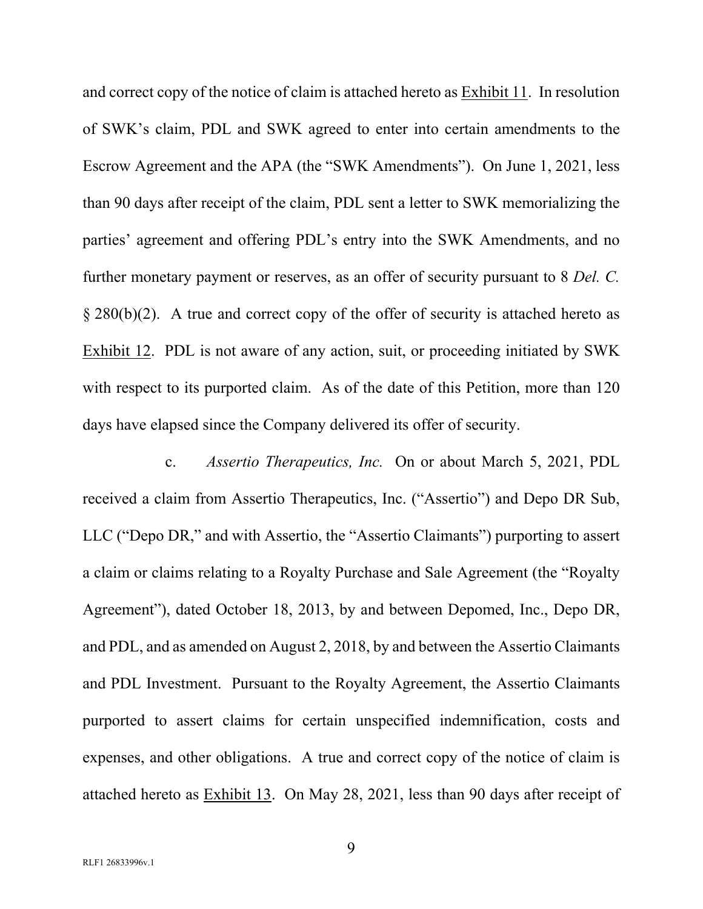and correct copy of the notice of claim is attached hereto as Exhibit 11. In resolution of SWK's claim, PDL and SWK agreed to enter into certain amendments to the Escrow Agreement and the APA (the "SWK Amendments"). On June 1, 2021, less than 90 days after receipt of the claim, PDL sent a letter to SWK memorializing the parties' agreement and offering PDL's entry into the SWK Amendments, and no further monetary payment or reserves, as an offer of security pursuant to 8 *Del. C.* § 280(b)(2). A true and correct copy of the offer of security is attached hereto as Exhibit 12. PDL is not aware of any action, suit, or proceeding initiated by SWK with respect to its purported claim. As of the date of this Petition, more than 120 days have elapsed since the Company delivered its offer of security.

c. *Assertio Therapeutics, Inc.* On or about March 5, 2021, PDL received a claim from Assertio Therapeutics, Inc. ("Assertio") and Depo DR Sub, LLC ("Depo DR," and with Assertio, the "Assertio Claimants") purporting to assert a claim or claims relating to a Royalty Purchase and Sale Agreement (the "Royalty Agreement"), dated October 18, 2013, by and between Depomed, Inc., Depo DR, and PDL, and as amended on August 2, 2018, by and between the Assertio Claimants and PDL Investment. Pursuant to the Royalty Agreement, the Assertio Claimants purported to assert claims for certain unspecified indemnification, costs and expenses, and other obligations. A true and correct copy of the notice of claim is attached hereto as Exhibit 13. On May 28, 2021, less than 90 days after receipt of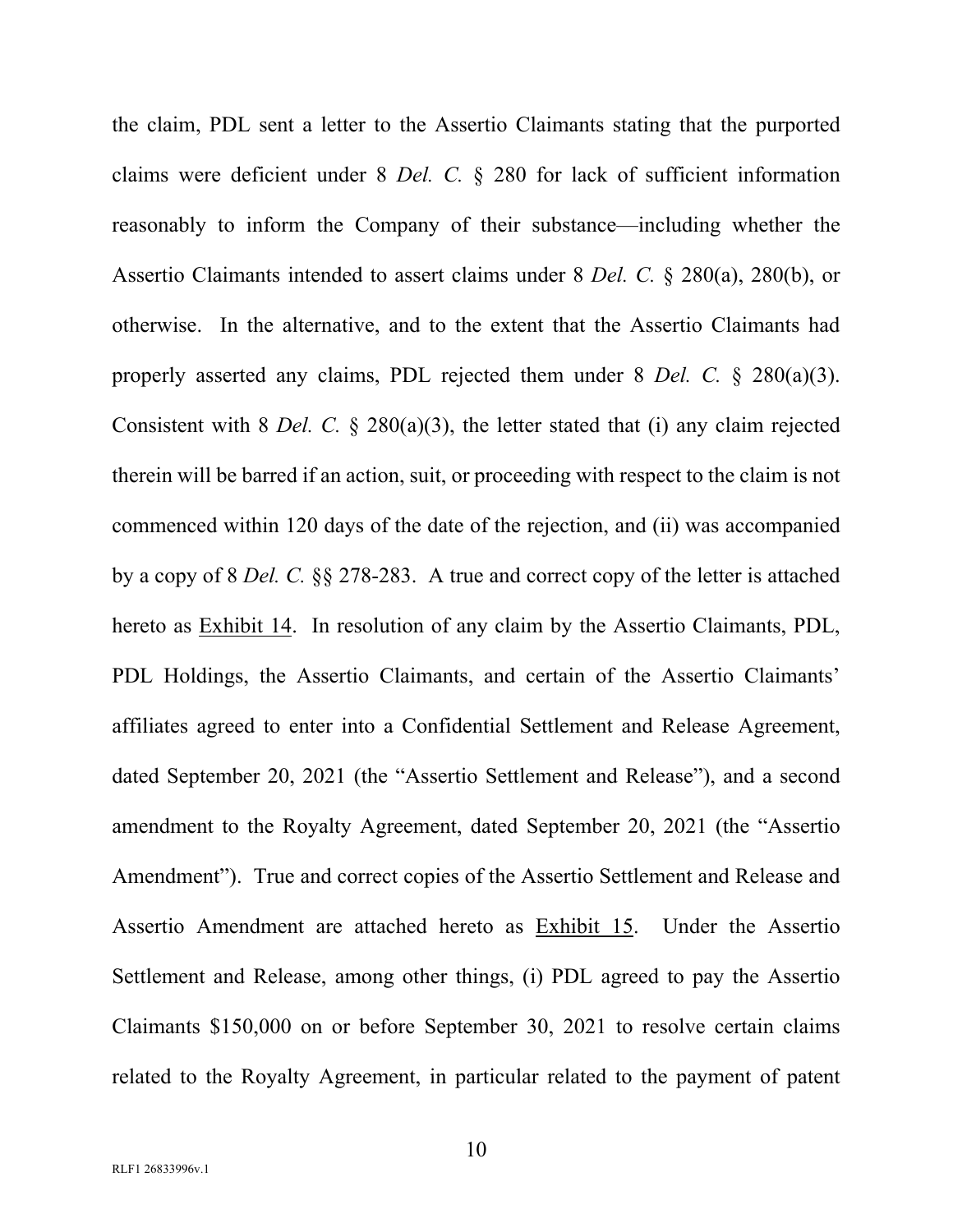the claim, PDL sent a letter to the Assertio Claimants stating that the purported claims were deficient under 8 *Del. C.* § 280 for lack of sufficient information reasonably to inform the Company of their substance—including whether the Assertio Claimants intended to assert claims under 8 *Del. C.* § 280(a), 280(b), or otherwise. In the alternative, and to the extent that the Assertio Claimants had properly asserted any claims, PDL rejected them under 8 *Del. C.* § 280(a)(3). Consistent with 8 *Del. C.* § 280(a)(3), the letter stated that (i) any claim rejected therein will be barred if an action, suit, or proceeding with respect to the claim is not commenced within 120 days of the date of the rejection, and (ii) was accompanied by a copy of 8 *Del. C.* §§ 278-283. A true and correct copy of the letter is attached hereto as <u>Exhibit 14</u>. In resolution of any claim by the Assertio Claimants, PDL, PDL Holdings, the Assertio Claimants, and certain of the Assertio Claimants' affiliates agreed to enter into a Confidential Settlement and Release Agreement, dated September 20, 2021 (the "Assertio Settlement and Release"), and a second amendment to the Royalty Agreement, dated September 20, 2021 (the "Assertio Amendment"). True and correct copies of the Assertio Settlement and Release and Assertio Amendment are attached hereto as <u>Exhibit 15</u>. Under the Assertio Settlement and Release, among other things, (i) PDL agreed to pay the Assertio Claimants $150,000 on or before September 30, 2021 to resolve certain claims related to the Royalty Agreement, in particular related to the payment of patent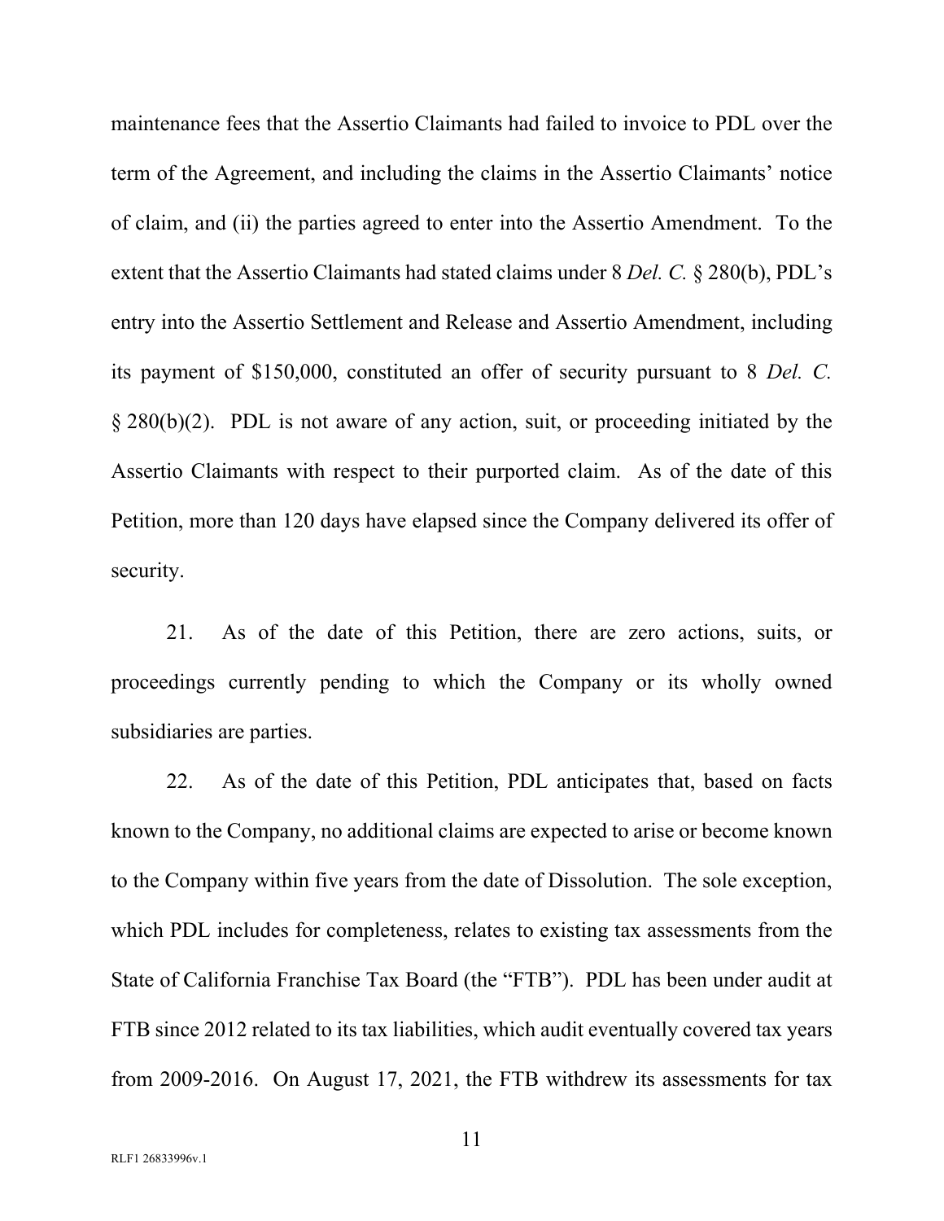maintenance fees that the Assertio Claimants had failed to invoice to PDL over the term of the Agreement, and including the claims in the Assertio Claimants' notice of claim, and (ii) the parties agreed to enter into the Assertio Amendment. To the extent that the Assertio Claimants had stated claims under 8 *Del. C.* § 280(b), PDL's entry into the Assertio Settlement and Release and Assertio Amendment, including its payment of $150,000, constituted an offer of security pursuant to 8 *Del. C.* § 280(b)(2). PDL is not aware of any action, suit, or proceeding initiated by the Assertio Claimants with respect to their purported claim. As of the date of this Petition, more than 120 days have elapsed since the Company delivered its offer of security.

21. As of the date of this Petition, there are zero actions, suits, or proceedings currently pending to which the Company or its wholly owned subsidiaries are parties.

22. As of the date of this Petition, PDL anticipates that, based on facts known to the Company, no additional claims are expected to arise or become known to the Company within five years from the date of Dissolution. The sole exception, which PDL includes for completeness, relates to existing tax assessments from the State of California Franchise Tax Board (the "FTB"). PDL has been under audit at FTB since 2012 related to its tax liabilities, which audit eventually covered tax years from 2009-2016. On August 17, 2021, the FTB withdrew its assessments for tax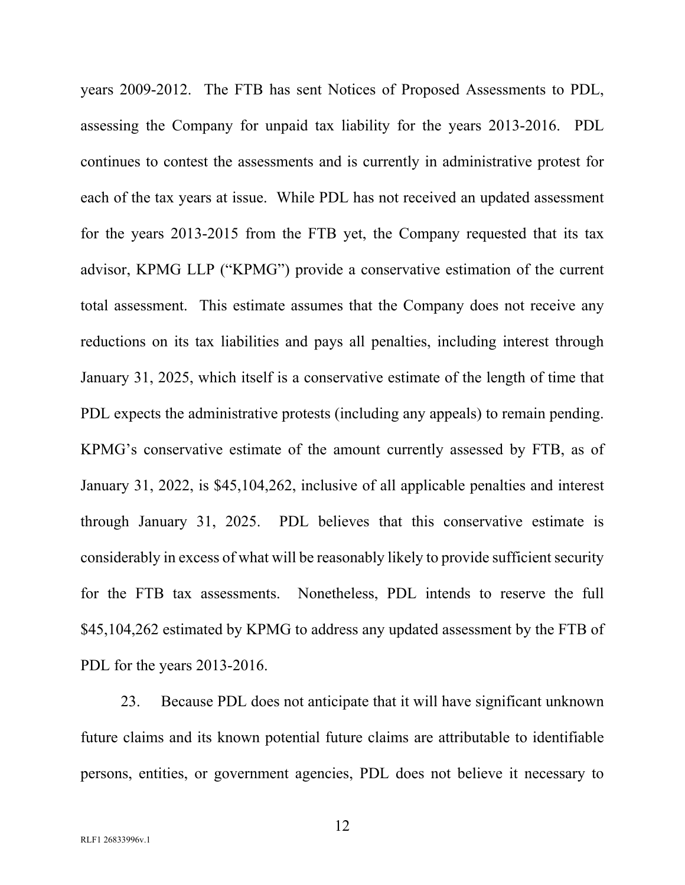years 2009-2012. The FTB has sent Notices of Proposed Assessments to PDL, assessing the Company for unpaid tax liability for the years 2013-2016. PDL continues to contest the assessments and is currently in administrative protest for each of the tax years at issue. While PDL has not received an updated assessment for the years 2013-2015 from the FTB yet, the Company requested that its tax advisor, KPMG LLP ("KPMG") provide a conservative estimation of the current total assessment. This estimate assumes that the Company does not receive any reductions on its tax liabilities and pays all penalties, including interest through January 31, 2025, which itself is a conservative estimate of the length of time that PDL expects the administrative protests (including any appeals) to remain pending. KPMG's conservative estimate of the amount currently assessed by FTB, as of January 31, 2022, is $45,104,262, inclusive of all applicable penalties and interest through January 31, 2025. PDL believes that this conservative estimate is considerably in excess of what will be reasonably likely to provide sufficient security for the FTB tax assessments. Nonetheless, PDL intends to reserve the full $45,104,262 estimated by KPMG to address any updated assessment by the FTB of PDL for the years 2013-2016.

23. Because PDL does not anticipate that it will have significant unknown future claims and its known potential future claims are attributable to identifiable persons, entities, or government agencies, PDL does not believe it necessary to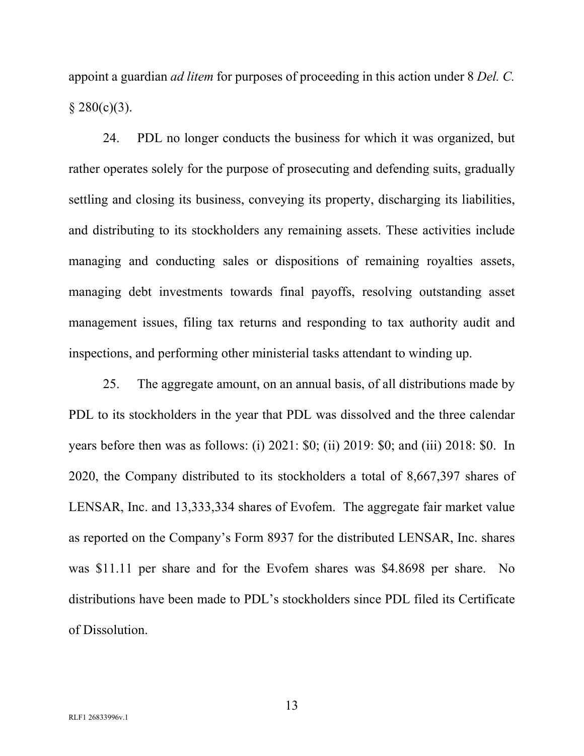appoint a guardian *ad litem* for purposes of proceeding in this action under 8 *Del. C.* § 280(c)(3).

24. PDL no longer conducts the business for which it was organized, but rather operates solely for the purpose of prosecuting and defending suits, gradually settling and closing its business, conveying its property, discharging its liabilities, and distributing to its stockholders any remaining assets. These activities include managing and conducting sales or dispositions of remaining royalties assets, managing debt investments towards final payoffs, resolving outstanding asset management issues, filing tax returns and responding to tax authority audit and inspections, and performing other ministerial tasks attendant to winding up.

25. The aggregate amount, on an annual basis, of all distributions made by PDL to its stockholders in the year that PDL was dissolved and the three calendar years before then was as follows: (i) 2021: $0; (ii) 2019: $0; and (iii) 2018: $0. In 2020, the Company distributed to its stockholders a total of 8,667,397 shares of LENSAR, Inc. and 13,333,334 shares of Evofem. The aggregate fair market value as reported on the Company's Form 8937 for the distributed LENSAR, Inc. shares was $11.11 per share and for the Evofem shares was $4.8698 per share. No distributions have been made to PDL's stockholders since PDL filed its Certificate of Dissolution.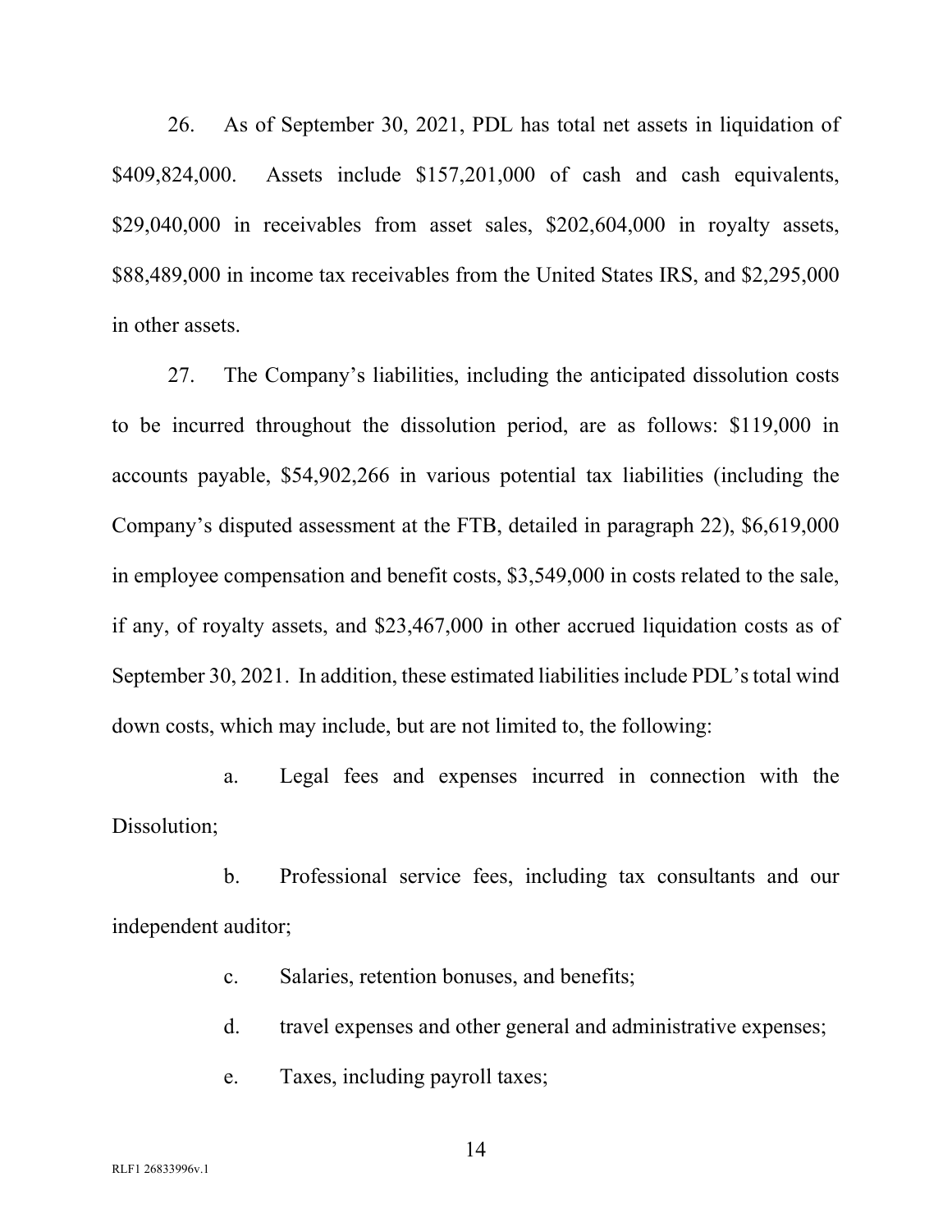26. As of September 30, 2021, PDL has total net assets in liquidation of $409,824,000. Assets include $157,201,000 of cash and cash equivalents, $29,040,000 in receivables from asset sales, $202,604,000 in royalty assets, $88,489,000 in income tax receivables from the United States IRS, and $2,295,000 in other assets.

27. The Company's liabilities, including the anticipated dissolution costs to be incurred throughout the dissolution period, are as follows: $119,000 in accounts payable, $54,902,266 in various potential tax liabilities (including the Company's disputed assessment at the FTB, detailed in paragraph 22), $6,619,000 in employee compensation and benefit costs, $3,549,000 in costs related to the sale, if any, of royalty assets, and $23,467,000 in other accrued liquidation costs as of September 30, 2021. In addition, these estimated liabilities include PDL's total wind down costs, which may include, but are not limited to, the following:

a. Legal fees and expenses incurred in connection with the Dissolution;

b. Professional service fees, including tax consultants and our independent auditor;

c. Salaries, retention bonuses, and benefits;

d. travel expenses and other general and administrative expenses;

e. Taxes, including payroll taxes;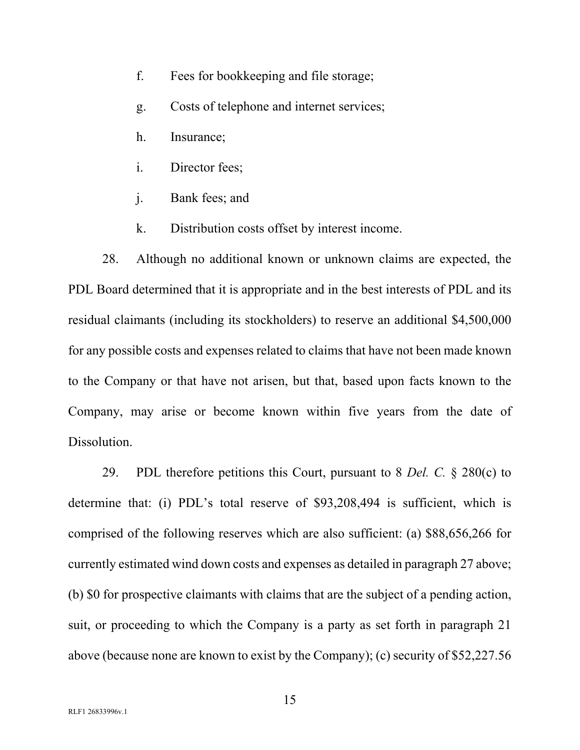f. Fees for bookkeeping and file storage;

g. Costs of telephone and internet services;

h. Insurance;

i. Director fees;

j. Bank fees; and

k. Distribution costs offset by interest income.

28. Although no additional known or unknown claims are expected, the PDL Board determined that it is appropriate and in the best interests of PDL and its residual claimants (including its stockholders) to reserve an additional $4,500,000 for any possible costs and expenses related to claims that have not been made known to the Company or that have not arisen, but that, based upon facts known to the Company, may arise or become known within five years from the date of Dissolution.

29. PDL therefore petitions this Court, pursuant to 8 *Del. C.* § 280(c) to determine that: (i) PDL's total reserve of $93,208,494 is sufficient, which is comprised of the following reserves which are also sufficient: (a) $88,656,266 for currently estimated wind down costs and expenses as detailed in paragraph 27 above; (b) $0 for prospective claimants with claims that are the subject of a pending action, suit, or proceeding to which the Company is a party as set forth in paragraph 21 above (because none are known to exist by the Company); (c) security of $52,227.56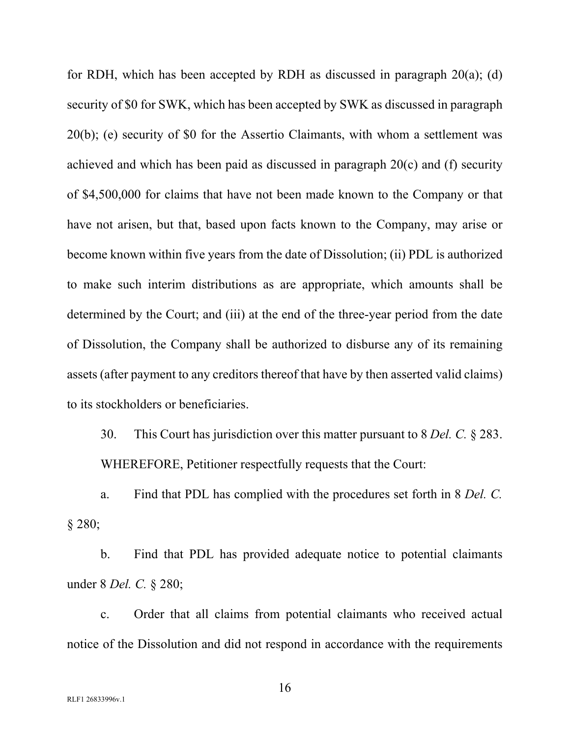for RDH, which has been accepted by RDH as discussed in paragraph 20(a); (d) security of $0 for SWK, which has been accepted by SWK as discussed in paragraph 20(b); (e) security of $0 for the Assertio Claimants, with whom a settlement was achieved and which has been paid as discussed in paragraph 20(c) and (f) security of $4,500,000 for claims that have not been made known to the Company or that have not arisen, but that, based upon facts known to the Company, may arise or become known within five years from the date of Dissolution; (ii) PDL is authorized to make such interim distributions as are appropriate, which amounts shall be determined by the Court; and (iii) at the end of the three-year period from the date of Dissolution, the Company shall be authorized to disburse any of its remaining assets (after payment to any creditors thereof that have by then asserted valid claims) to its stockholders or beneficiaries.

30. This Court has jurisdiction over this matter pursuant to 8 *Del. C.* § 283.

WHEREFORE, Petitioner respectfully requests that the Court:

a. Find that PDL has complied with the procedures set forth in 8 *Del. C.* § 280;

b. Find that PDL has provided adequate notice to potential claimants under 8 *Del. C.* § 280;

c. Order that all claims from potential claimants who received actual notice of the Dissolution and did not respond in accordance with the requirements

RLF1 26833996v.1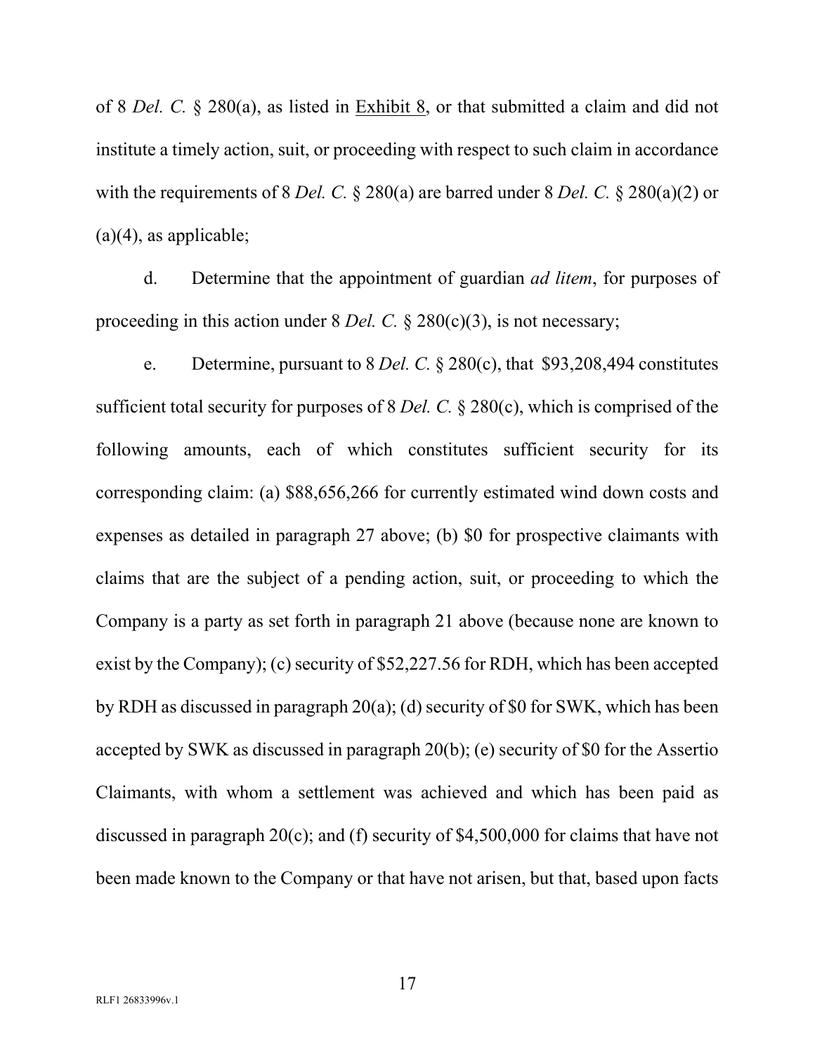of 8 *Del. C.* § 280(a), as listed in Exhibit 8, or that submitted a claim and did not institute a timely action, suit, or proceeding with respect to such claim in accordance with the requirements of 8 *Del. C.* § 280(a) are barred under 8 *Del. C.* § 280(a)(2) or (a)(4), as applicable;

d. Determine that the appointment of guardian *ad litem*, for purposes of proceeding in this action under 8 *Del. C.* § 280(c)(3), is not necessary;

e. Determine, pursuant to 8 *Del. C.* § 280(c), that $93,208,494 constitutes sufficient total security for purposes of 8 *Del. C.* § 280(c), which is comprised of the following amounts, each of which constitutes sufficient security for its corresponding claim: (a) $88,656,266 for currently estimated wind down costs and expenses as detailed in paragraph 27 above; (b) $0 for prospective claimants with claims that are the subject of a pending action, suit, or proceeding to which the Company is a party as set forth in paragraph 21 above (because none are known to exist by the Company); (c) security of $52,227.56 for RDH, which has been accepted by RDH as discussed in paragraph 20(a); (d) security of $0 for SWK, which has been accepted by SWK as discussed in paragraph 20(b); (e) security of $0 for the Assertio Claimants, with whom a settlement was achieved and which has been paid as discussed in paragraph 20(c); and (f) security of $4,500,000 for claims that have not been made known to the Company or that have not arisen, but that, based upon facts

RLF1 26833996v.1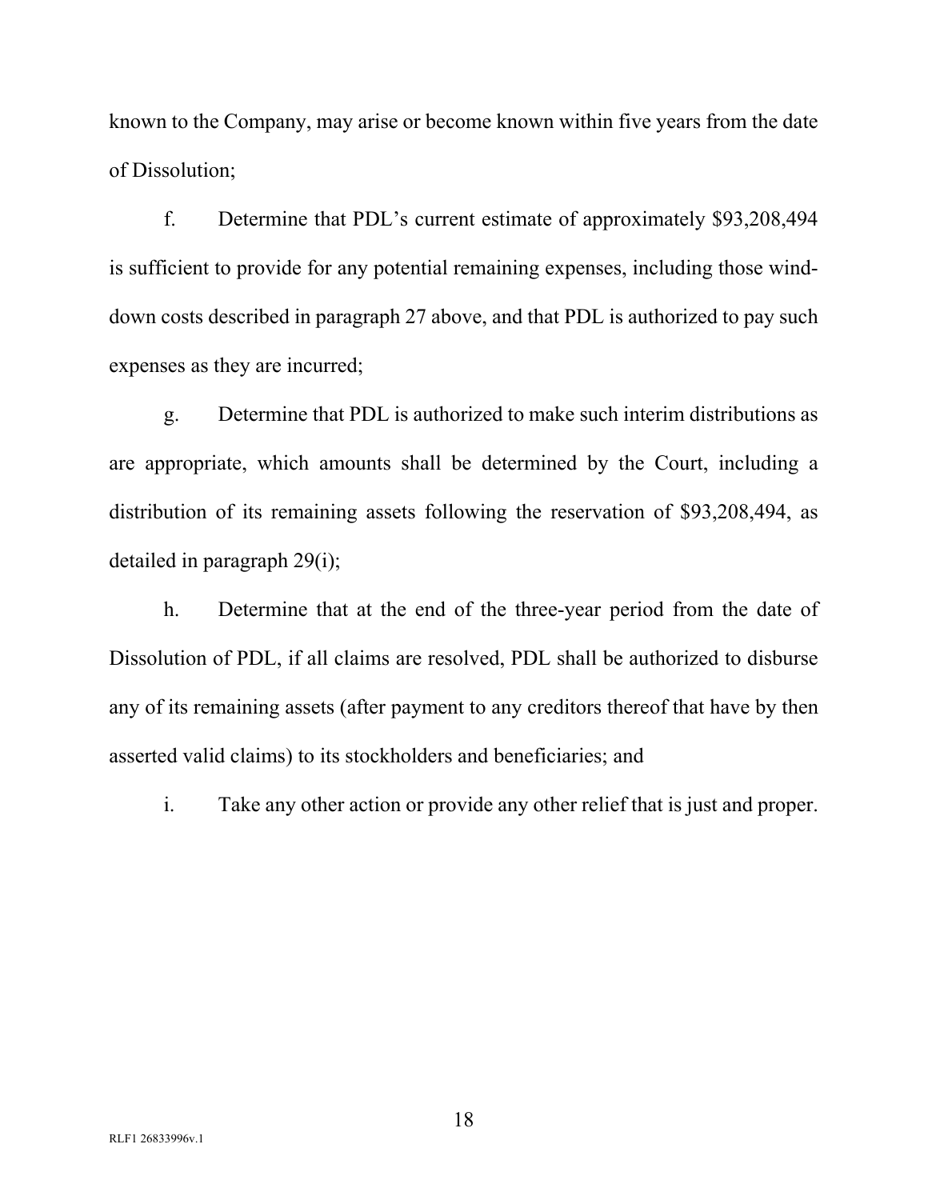known to the Company, may arise or become known within five years from the date of Dissolution;

f. Determine that PDL's current estimate of approximately $93,208,494 is sufficient to provide for any potential remaining expenses, including those wind-down costs described in paragraph 27 above, and that PDL is authorized to pay such expenses as they are incurred;

g. Determine that PDL is authorized to make such interim distributions as are appropriate, which amounts shall be determined by the Court, including a distribution of its remaining assets following the reservation of $93,208,494, as detailed in paragraph 29(i);

h. Determine that at the end of the three-year period from the date of Dissolution of PDL, if all claims are resolved, PDL shall be authorized to disburse any of its remaining assets (after payment to any creditors thereof that have by then asserted valid claims) to its stockholders and beneficiaries; and

i. Take any other action or provide any other relief that is just and proper.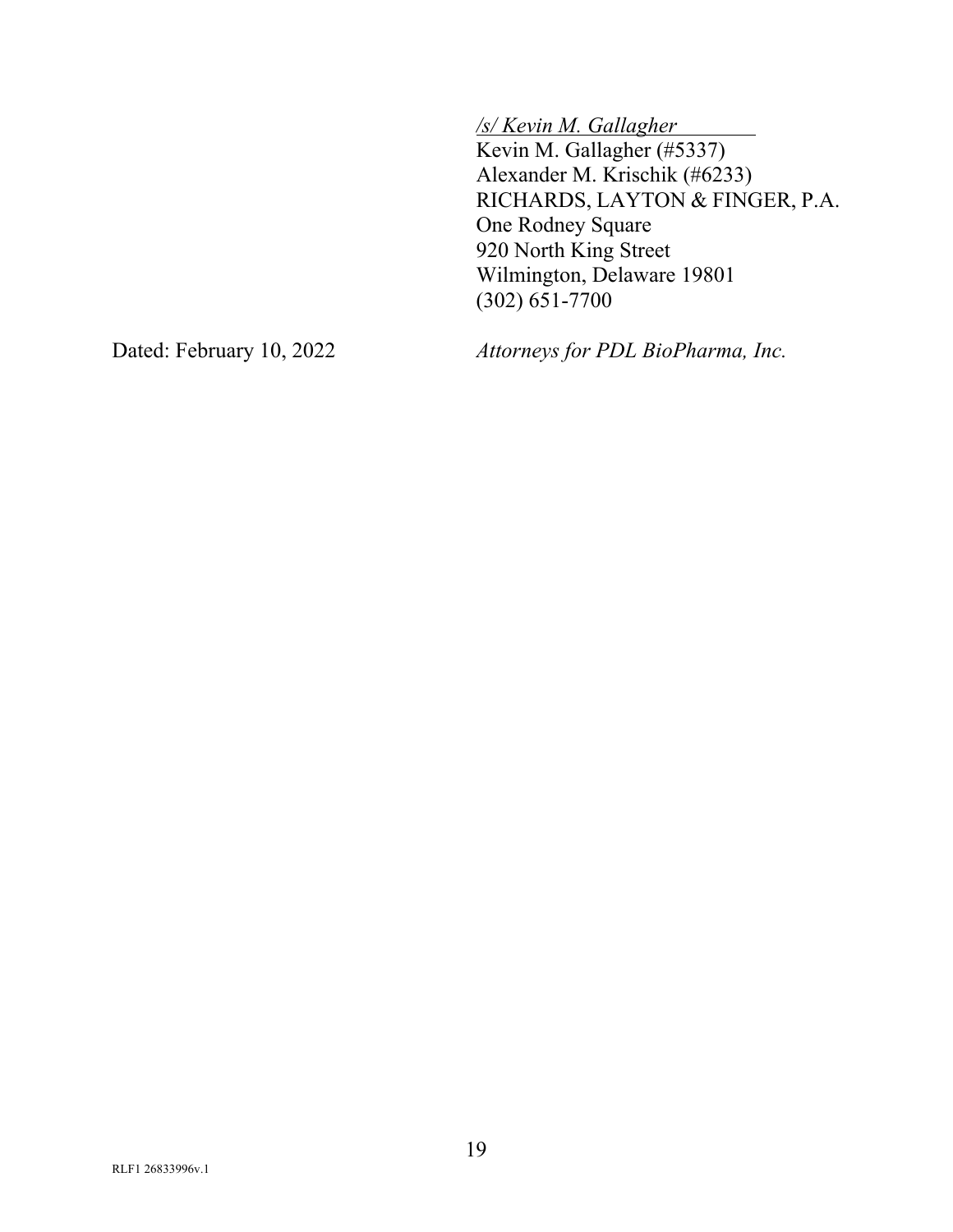*/s/ Kevin M. Gallagher*

Kevin M. Gallagher (#5337)
Alexander M. Krischik (#6233)
RICHARDS, LAYTON & FINGER, P.A.
One Rodney Square
920 North King Street
Wilmington, Delaware 19801
(302) 651-7700

Dated: February 10, 2022

*Attorneys for PDL BioPharma, Inc.*

RLF1 26833996v.1